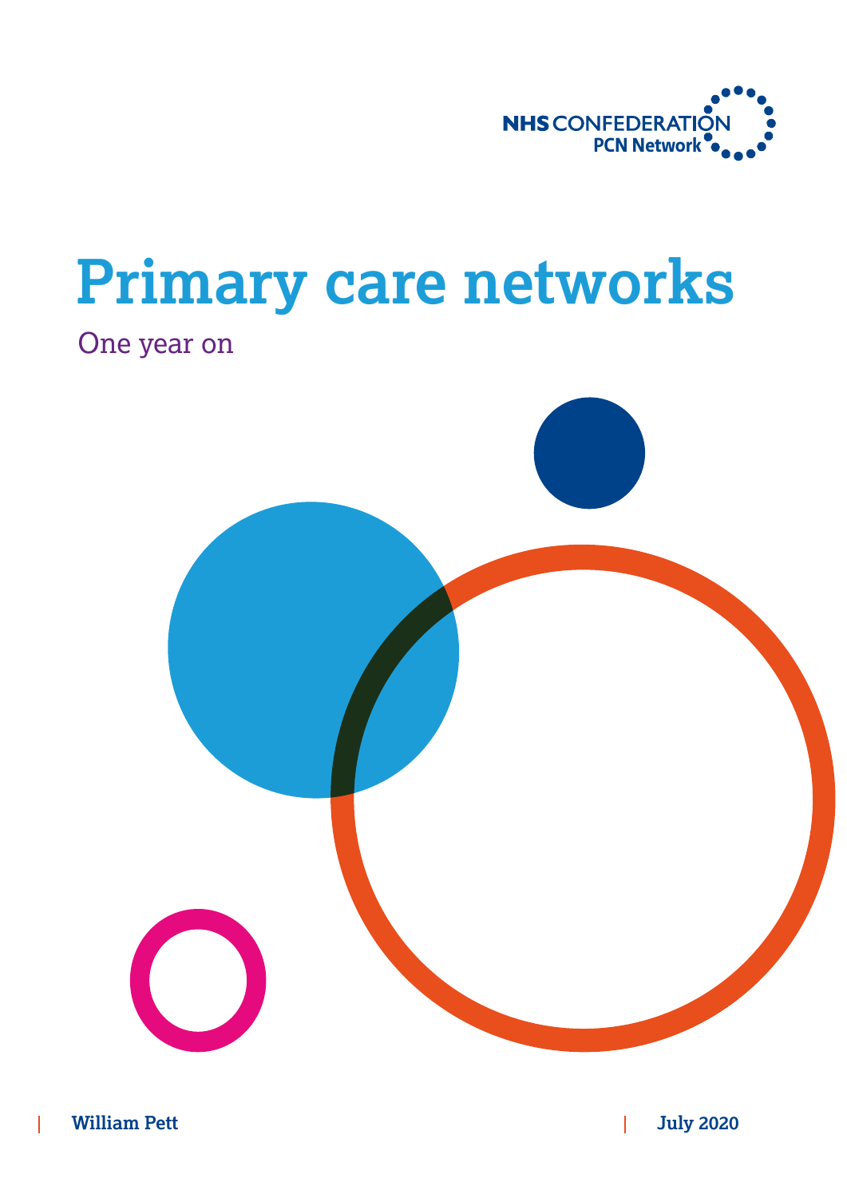NHS CONFEDERATION
PCN Network

# Primary care networks

One year on

William Pett

July 2020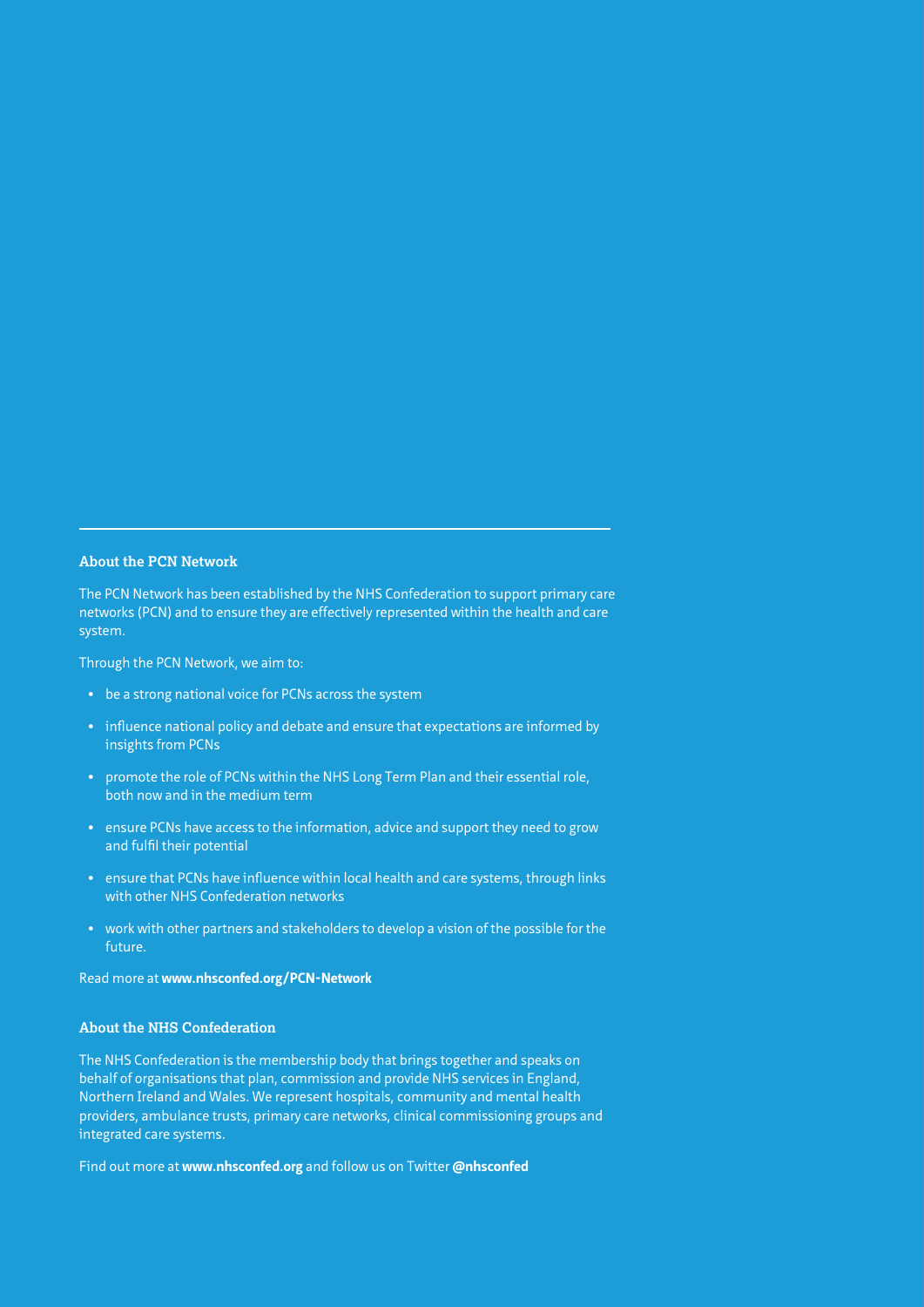## About the PCN Network

The PCN Network has been established by the NHS Confederation to support primary care networks (PCN) and to ensure they are effectively represented within the health and care system.

Through the PCN Network, we aim to:

- be a strong national voice for PCNs across the system
- influence national policy and debate and ensure that expectations are informed by insights from PCNs
- promote the role of PCNs within the NHS Long Term Plan and their essential role, both now and in the medium term
- ensure PCNs have access to the information, advice and support they need to grow and fulfil their potential
- ensure that PCNs have influence within local health and care systems, through links with other NHS Confederation networks
- work with other partners and stakeholders to develop a vision of the possible for the future.

Read more at **www.nhsconfed.org/PCN-Network**

## About the NHS Confederation

The NHS Confederation is the membership body that brings together and speaks on behalf of organisations that plan, commission and provide NHS services in England, Northern Ireland and Wales. We represent hospitals, community and mental health providers, ambulance trusts, primary care networks, clinical commissioning groups and integrated care systems.

Find out more at **www.nhsconfed.org** and follow us on Twitter **@nhsconfed**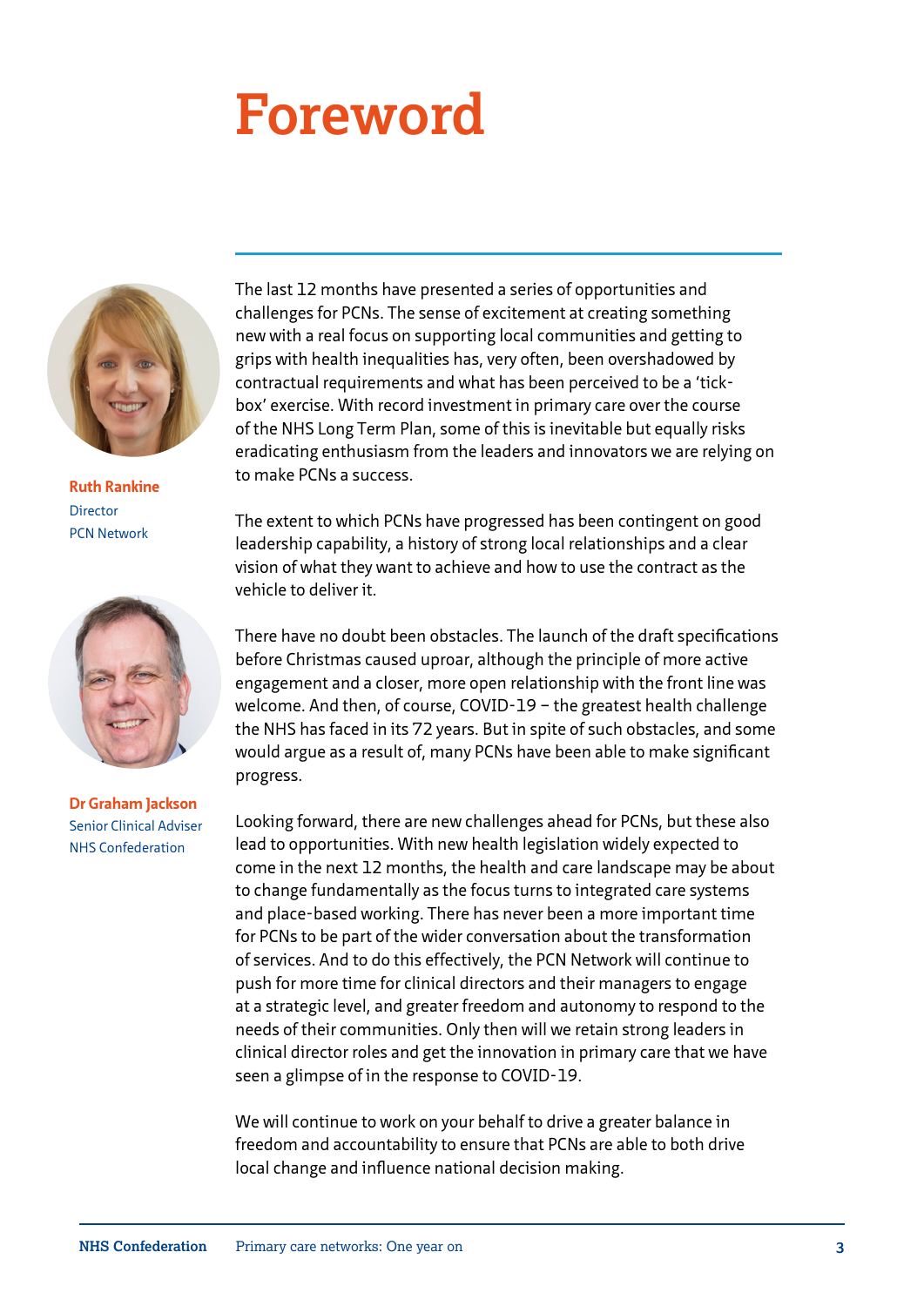# Foreword

**Ruth Rankine**
Director
PCN Network

**Dr Graham Jackson**
Senior Clinical Adviser
NHS Confederation

The last 12 months have presented a series of opportunities and challenges for PCNs. The sense of excitement at creating something new with a real focus on supporting local communities and getting to grips with health inequalities has, very often, been overshadowed by contractual requirements and what has been perceived to be a 'tick-box' exercise. With record investment in primary care over the course of the NHS Long Term Plan, some of this is inevitable but equally risks eradicating enthusiasm from the leaders and innovators we are relying on to make PCNs a success.

The extent to which PCNs have progressed has been contingent on good leadership capability, a history of strong local relationships and a clear vision of what they want to achieve and how to use the contract as the vehicle to deliver it.

There have no doubt been obstacles. The launch of the draft specifications before Christmas caused uproar, although the principle of more active engagement and a closer, more open relationship with the front line was welcome. And then, of course, COVID-19 – the greatest health challenge the NHS has faced in its 72 years. But in spite of such obstacles, and some would argue as a result of, many PCNs have been able to make significant progress.

Looking forward, there are new challenges ahead for PCNs, but these also lead to opportunities. With new health legislation widely expected to come in the next 12 months, the health and care landscape may be about to change fundamentally as the focus turns to integrated care systems and place-based working. There has never been a more important time for PCNs to be part of the wider conversation about the transformation of services. And to do this effectively, the PCN Network will continue to push for more time for clinical directors and their managers to engage at a strategic level, and greater freedom and autonomy to respond to the needs of their communities. Only then will we retain strong leaders in clinical director roles and get the innovation in primary care that we have seen a glimpse of in the response to COVID-19.

We will continue to work on your behalf to drive a greater balance in freedom and accountability to ensure that PCNs are able to both drive local change and influence national decision making.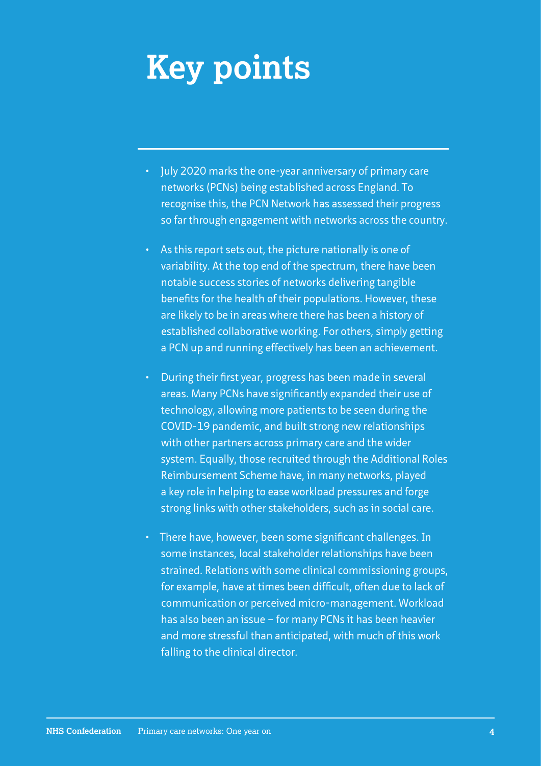# Key points

- July 2020 marks the one-year anniversary of primary care networks (PCNs) being established across England. To recognise this, the PCN Network has assessed their progress so far through engagement with networks across the country.
- As this report sets out, the picture nationally is one of variability. At the top end of the spectrum, there have been notable success stories of networks delivering tangible benefits for the health of their populations. However, these are likely to be in areas where there has been a history of established collaborative working. For others, simply getting a PCN up and running effectively has been an achievement.
- During their first year, progress has been made in several areas. Many PCNs have significantly expanded their use of technology, allowing more patients to be seen during the COVID-19 pandemic, and built strong new relationships with other partners across primary care and the wider system. Equally, those recruited through the Additional Roles Reimbursement Scheme have, in many networks, played a key role in helping to ease workload pressures and forge strong links with other stakeholders, such as in social care.
- There have, however, been some significant challenges. In some instances, local stakeholder relationships have been strained. Relations with some clinical commissioning groups, for example, have at times been difficult, often due to lack of communication or perceived micro-management. Workload has also been an issue – for many PCNs it has been heavier and more stressful than anticipated, with much of this work falling to the clinical director.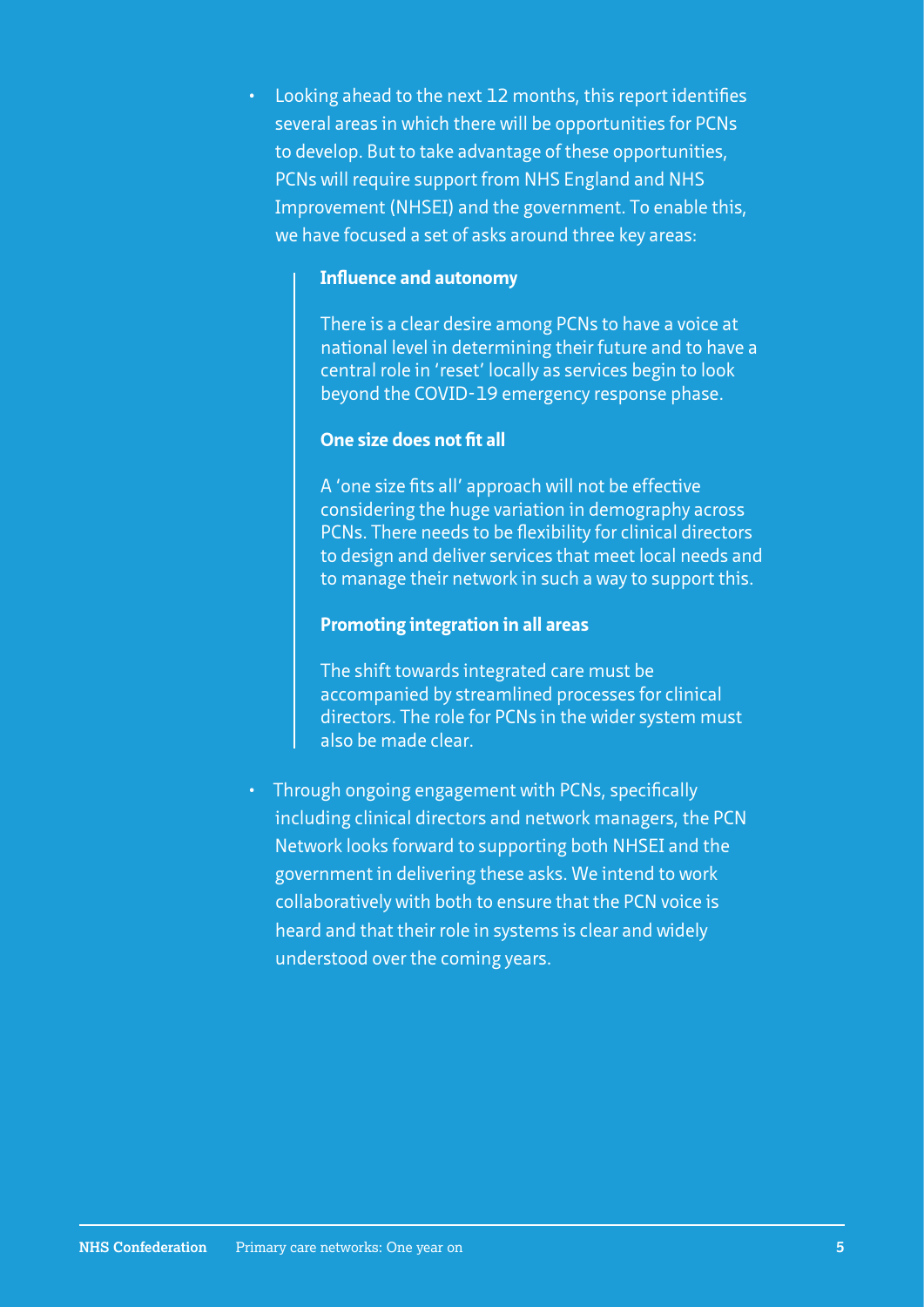- Looking ahead to the next 12 months, this report identifies several areas in which there will be opportunities for PCNs to develop. But to take advantage of these opportunities, PCNs will require support from NHS England and NHS Improvement (NHSEI) and the government. To enable this, we have focused a set of asks around three key areas:

  > **Influence and autonomy**
  >
  > There is a clear desire among PCNs to have a voice at national level in determining their future and to have a central role in 'reset' locally as services begin to look beyond the COVID-19 emergency response phase.
  >
  > **One size does not fit all**
  >
  > A 'one size fits all' approach will not be effective considering the huge variation in demography across PCNs. There needs to be flexibility for clinical directors to design and deliver services that meet local needs and to manage their network in such a way to support this.
  >
  > **Promoting integration in all areas**
  >
  > The shift towards integrated care must be accompanied by streamlined processes for clinical directors. The role for PCNs in the wider system must also be made clear.

- Through ongoing engagement with PCNs, specifically including clinical directors and network managers, the PCN Network looks forward to supporting both NHSEI and the government in delivering these asks. We intend to work collaboratively with both to ensure that the PCN voice is heard and that their role in systems is clear and widely understood over the coming years.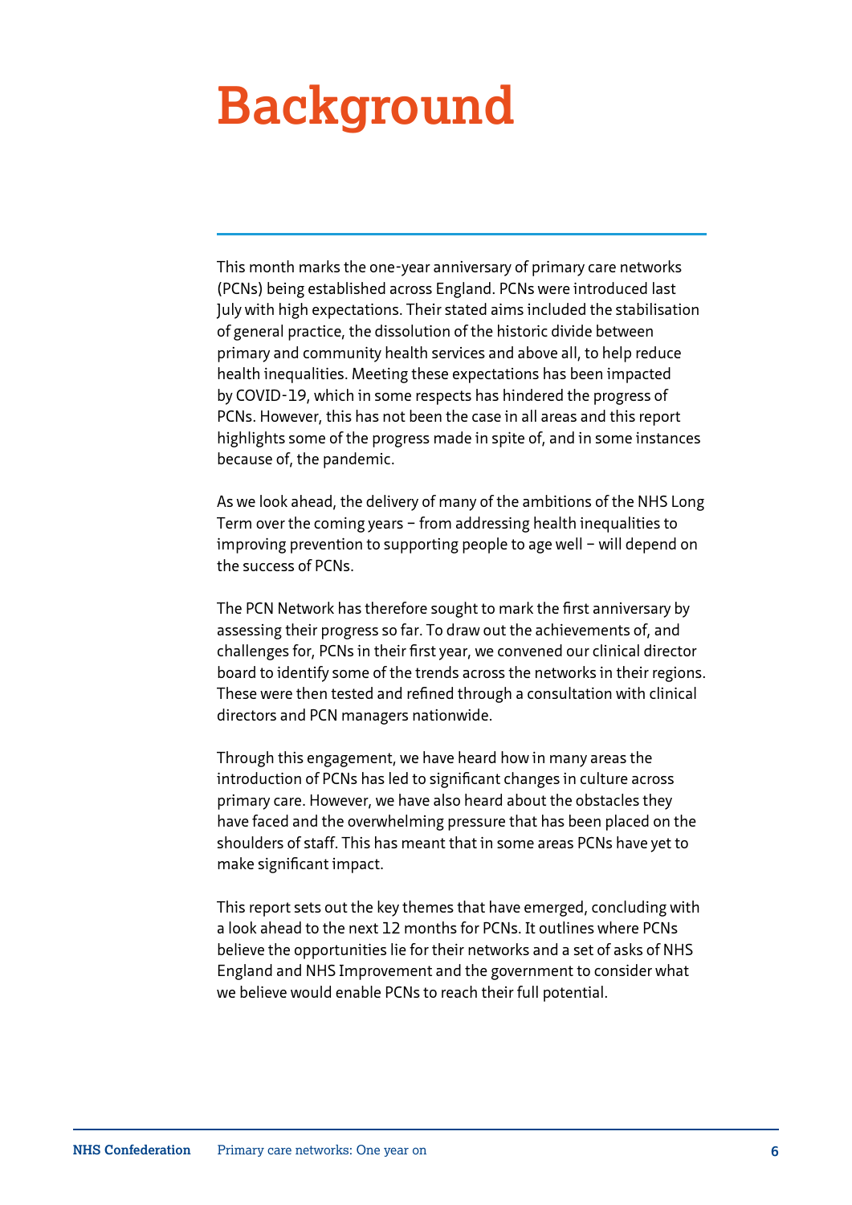# Background

This month marks the one-year anniversary of primary care networks (PCNs) being established across England. PCNs were introduced last July with high expectations. Their stated aims included the stabilisation of general practice, the dissolution of the historic divide between primary and community health services and above all, to help reduce health inequalities. Meeting these expectations has been impacted by COVID-19, which in some respects has hindered the progress of PCNs. However, this has not been the case in all areas and this report highlights some of the progress made in spite of, and in some instances because of, the pandemic.

As we look ahead, the delivery of many of the ambitions of the NHS Long Term over the coming years – from addressing health inequalities to improving prevention to supporting people to age well – will depend on the success of PCNs.

The PCN Network has therefore sought to mark the first anniversary by assessing their progress so far. To draw out the achievements of, and challenges for, PCNs in their first year, we convened our clinical director board to identify some of the trends across the networks in their regions. These were then tested and refined through a consultation with clinical directors and PCN managers nationwide.

Through this engagement, we have heard how in many areas the introduction of PCNs has led to significant changes in culture across primary care. However, we have also heard about the obstacles they have faced and the overwhelming pressure that has been placed on the shoulders of staff. This has meant that in some areas PCNs have yet to make significant impact.

This report sets out the key themes that have emerged, concluding with a look ahead to the next 12 months for PCNs. It outlines where PCNs believe the opportunities lie for their networks and a set of asks of NHS England and NHS Improvement and the government to consider what we believe would enable PCNs to reach their full potential.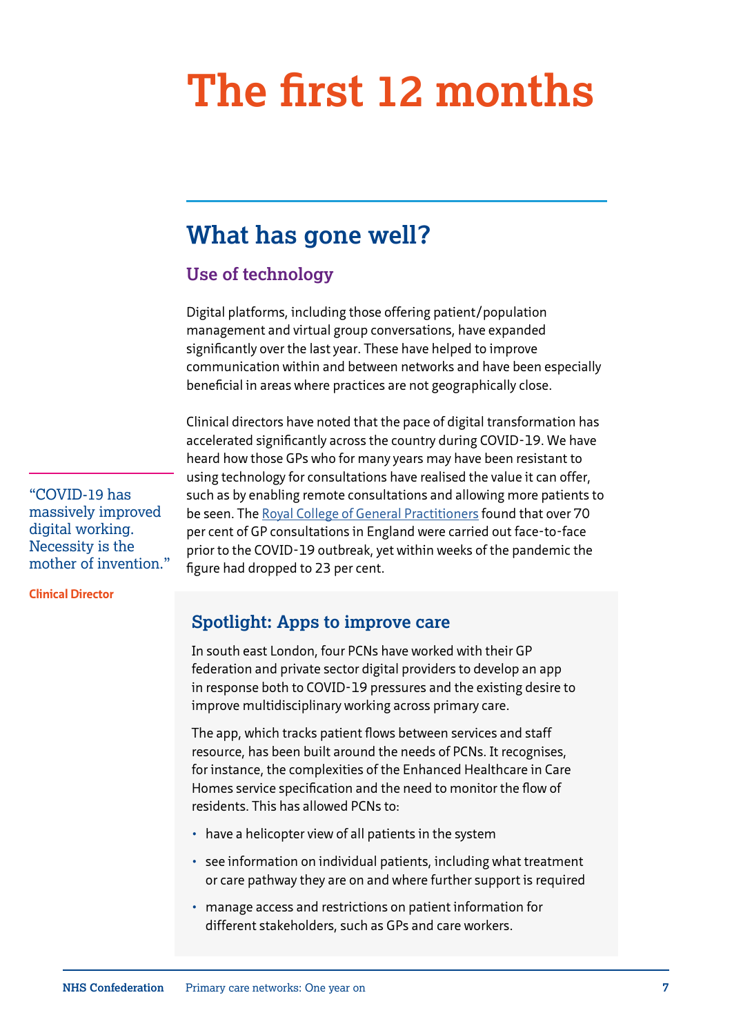# The first 12 months

## What has gone well?

### Use of technology

Digital platforms, including those offering patient/population management and virtual group conversations, have expanded significantly over the last year. These have helped to improve communication within and between networks and have been especially beneficial in areas where practices are not geographically close.

Clinical directors have noted that the pace of digital transformation has accelerated significantly across the country during COVID-19. We have heard how those GPs who for many years may have been resistant to using technology for consultations have realised the value it can offer, such as by enabling remote consultations and allowing more patients to be seen. The Royal College of General Practitioners found that over 70 per cent of GP consultations in England were carried out face-to-face prior to the COVID-19 outbreak, yet within weeks of the pandemic the figure had dropped to 23 per cent.

> "COVID-19 has massively improved digital working. Necessity is the mother of invention."
>
> **Clinical Director**

### Spotlight: Apps to improve care

In south east London, four PCNs have worked with their GP federation and private sector digital providers to develop an app in response both to COVID-19 pressures and the existing desire to improve multidisciplinary working across primary care.

The app, which tracks patient flows between services and staff resource, has been built around the needs of PCNs. It recognises, for instance, the complexities of the Enhanced Healthcare in Care Homes service specification and the need to monitor the flow of residents. This has allowed PCNs to:

- have a helicopter view of all patients in the system
- see information on individual patients, including what treatment or care pathway they are on and where further support is required
- manage access and restrictions on patient information for different stakeholders, such as GPs and care workers.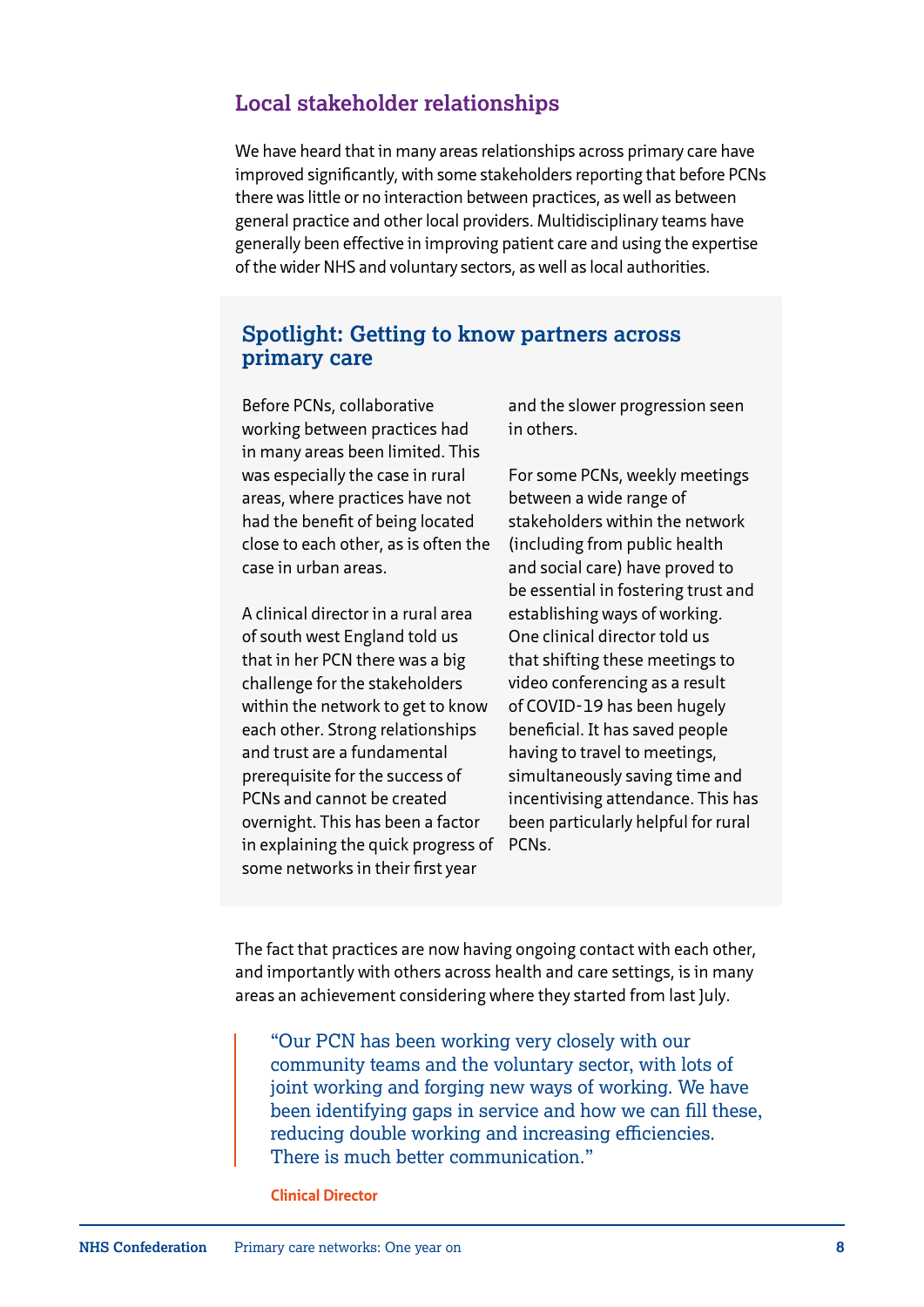## Local stakeholder relationships

We have heard that in many areas relationships across primary care have improved significantly, with some stakeholders reporting that before PCNs there was little or no interaction between practices, as well as between general practice and other local providers. Multidisciplinary teams have generally been effective in improving patient care and using the expertise of the wider NHS and voluntary sectors, as well as local authorities.

### Spotlight: Getting to know partners across primary care

Before PCNs, collaborative working between practices had in many areas been limited. This was especially the case in rural areas, where practices have not had the benefit of being located close to each other, as is often the case in urban areas.

A clinical director in a rural area of south west England told us that in her PCN there was a big challenge for the stakeholders within the network to get to know each other. Strong relationships and trust are a fundamental prerequisite for the success of PCNs and cannot be created overnight. This has been a factor in explaining the quick progress of some networks in their first year and the slower progression seen in others.

For some PCNs, weekly meetings between a wide range of stakeholders within the network (including from public health and social care) have proved to be essential in fostering trust and establishing ways of working. One clinical director told us that shifting these meetings to video conferencing as a result of COVID-19 has been hugely beneficial. It has saved people having to travel to meetings, simultaneously saving time and incentivising attendance. This has been particularly helpful for rural PCNs.

The fact that practices are now having ongoing contact with each other, and importantly with others across health and care settings, is in many areas an achievement considering where they started from last July.

> "Our PCN has been working very closely with our community teams and the voluntary sector, with lots of joint working and forging new ways of working. We have been identifying gaps in service and how we can fill these, reducing double working and increasing efficiencies. There is much better communication."
>
> **Clinical Director**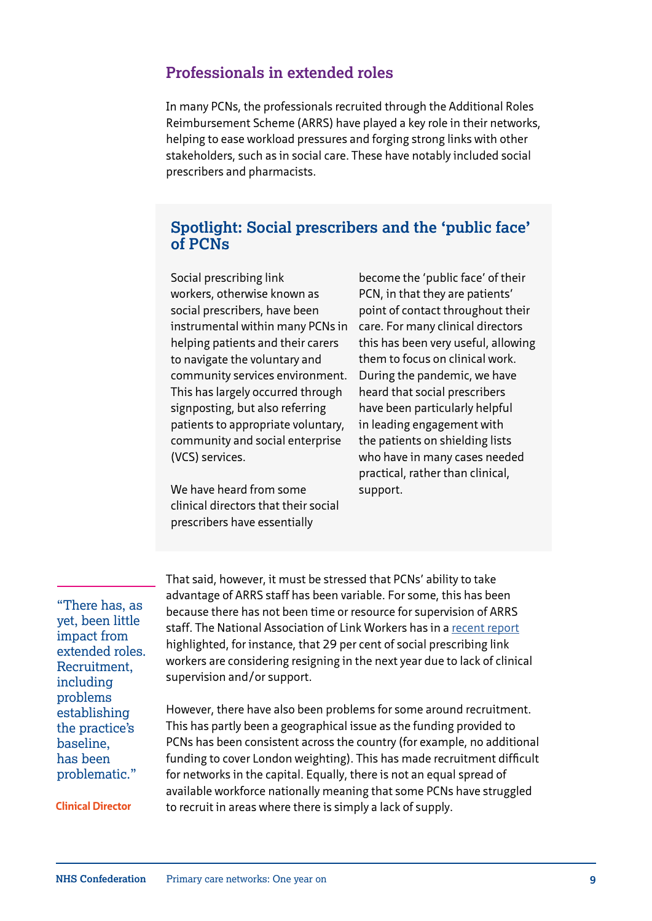## Professionals in extended roles

In many PCNs, the professionals recruited through the Additional Roles Reimbursement Scheme (ARRS) have played a key role in their networks, helping to ease workload pressures and forging strong links with other stakeholders, such as in social care. These have notably included social prescribers and pharmacists.

### Spotlight: Social prescribers and the 'public face' of PCNs

Social prescribing link workers, otherwise known as social prescribers, have been instrumental within many PCNs in helping patients and their carers to navigate the voluntary and community services environment. This has largely occurred through signposting, but also referring patients to appropriate voluntary, community and social enterprise (VCS) services.

We have heard from some clinical directors that their social prescribers have essentially become the 'public face' of their PCN, in that they are patients' point of contact throughout their care. For many clinical directors this has been very useful, allowing them to focus on clinical work. During the pandemic, we have heard that social prescribers have been particularly helpful in leading engagement with the patients on shielding lists who have in many cases needed practical, rather than clinical, support.

> "There has, as yet, been little impact from extended roles. Recruitment, including problems establishing the practice's baseline, has been problematic."
>
> **Clinical Director**

That said, however, it must be stressed that PCNs' ability to take advantage of ARRS staff has been variable. For some, this has been because there has not been time or resource for supervision of ARRS staff. The National Association of Link Workers has in a recent report highlighted, for instance, that 29 per cent of social prescribing link workers are considering resigning in the next year due to lack of clinical supervision and/or support.

However, there have also been problems for some around recruitment. This has partly been a geographical issue as the funding provided to PCNs has been consistent across the country (for example, no additional funding to cover London weighting). This has made recruitment difficult for networks in the capital. Equally, there is not an equal spread of available workforce nationally meaning that some PCNs have struggled to recruit in areas where there is simply a lack of supply.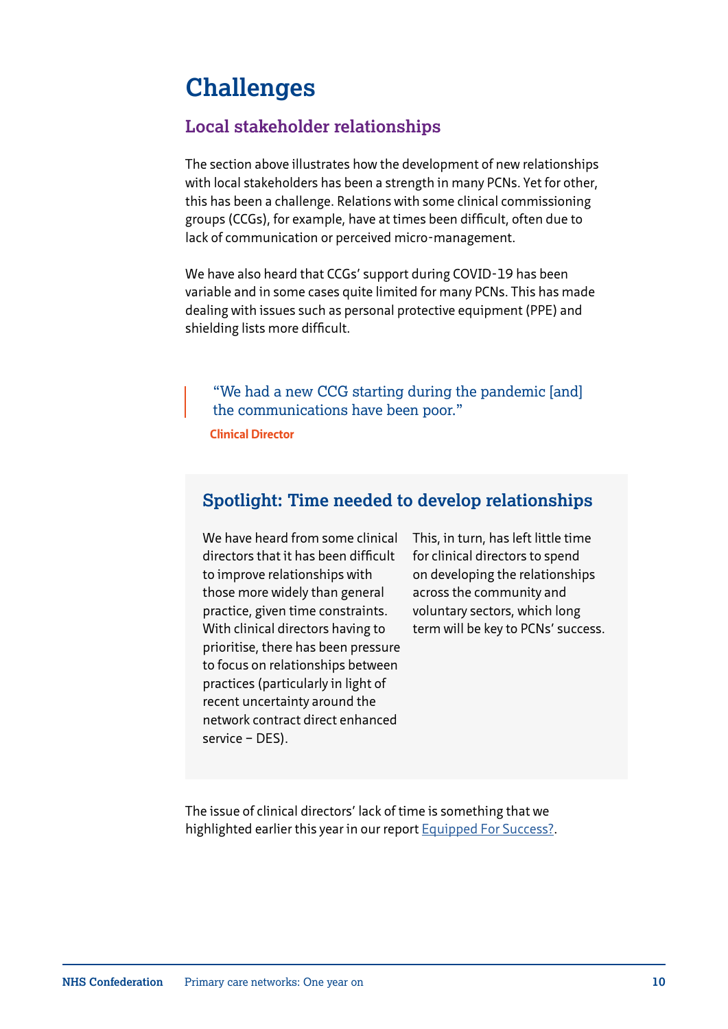# Challenges

## Local stakeholder relationships

The section above illustrates how the development of new relationships with local stakeholders has been a strength in many PCNs. Yet for other, this has been a challenge. Relations with some clinical commissioning groups (CCGs), for example, have at times been difficult, often due to lack of communication or perceived micro-management.

We have also heard that CCGs' support during COVID-19 has been variable and in some cases quite limited for many PCNs. This has made dealing with issues such as personal protective equipment (PPE) and shielding lists more difficult.

> "We had a new CCG starting during the pandemic [and] the communications have been poor."
>
> **Clinical Director**

### Spotlight: Time needed to develop relationships

We have heard from some clinical directors that it has been difficult to improve relationships with those more widely than general practice, given time constraints. With clinical directors having to prioritise, there has been pressure to focus on relationships between practices (particularly in light of recent uncertainty around the network contract direct enhanced service – DES).

This, in turn, has left little time for clinical directors to spend on developing the relationships across the community and voluntary sectors, which long term will be key to PCNs' success.

The issue of clinical directors' lack of time is something that we highlighted earlier this year in our report Equipped For Success?.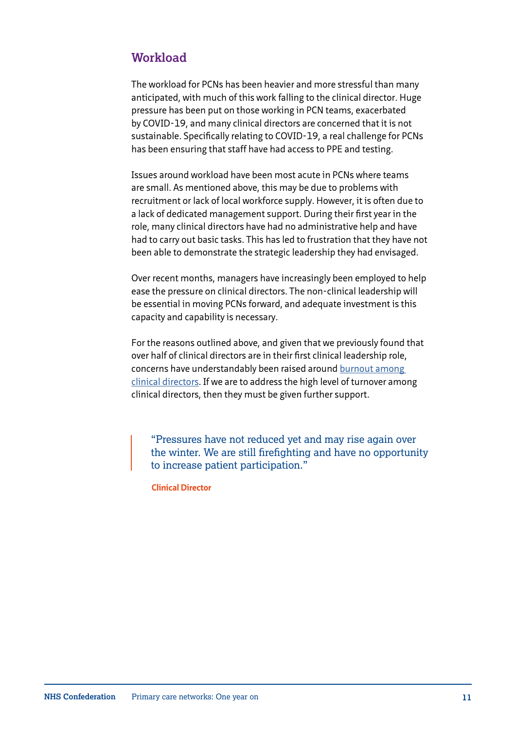## Workload

The workload for PCNs has been heavier and more stressful than many anticipated, with much of this work falling to the clinical director. Huge pressure has been put on those working in PCN teams, exacerbated by COVID-19, and many clinical directors are concerned that it is not sustainable. Specifically relating to COVID-19, a real challenge for PCNs has been ensuring that staff have had access to PPE and testing.

Issues around workload have been most acute in PCNs where teams are small. As mentioned above, this may be due to problems with recruitment or lack of local workforce supply. However, it is often due to a lack of dedicated management support. During their first year in the role, many clinical directors have had no administrative help and have had to carry out basic tasks. This has led to frustration that they have not been able to demonstrate the strategic leadership they had envisaged.

Over recent months, managers have increasingly been employed to help ease the pressure on clinical directors. The non-clinical leadership will be essential in moving PCNs forward, and adequate investment is this capacity and capability is necessary.

For the reasons outlined above, and given that we previously found that over half of clinical directors are in their first clinical leadership role, concerns have understandably been raised around burnout among clinical directors. If we are to address the high level of turnover among clinical directors, then they must be given further support.

> "Pressures have not reduced yet and may rise again over the winter. We are still firefighting and have no opportunity to increase patient participation."
>
> **Clinical Director**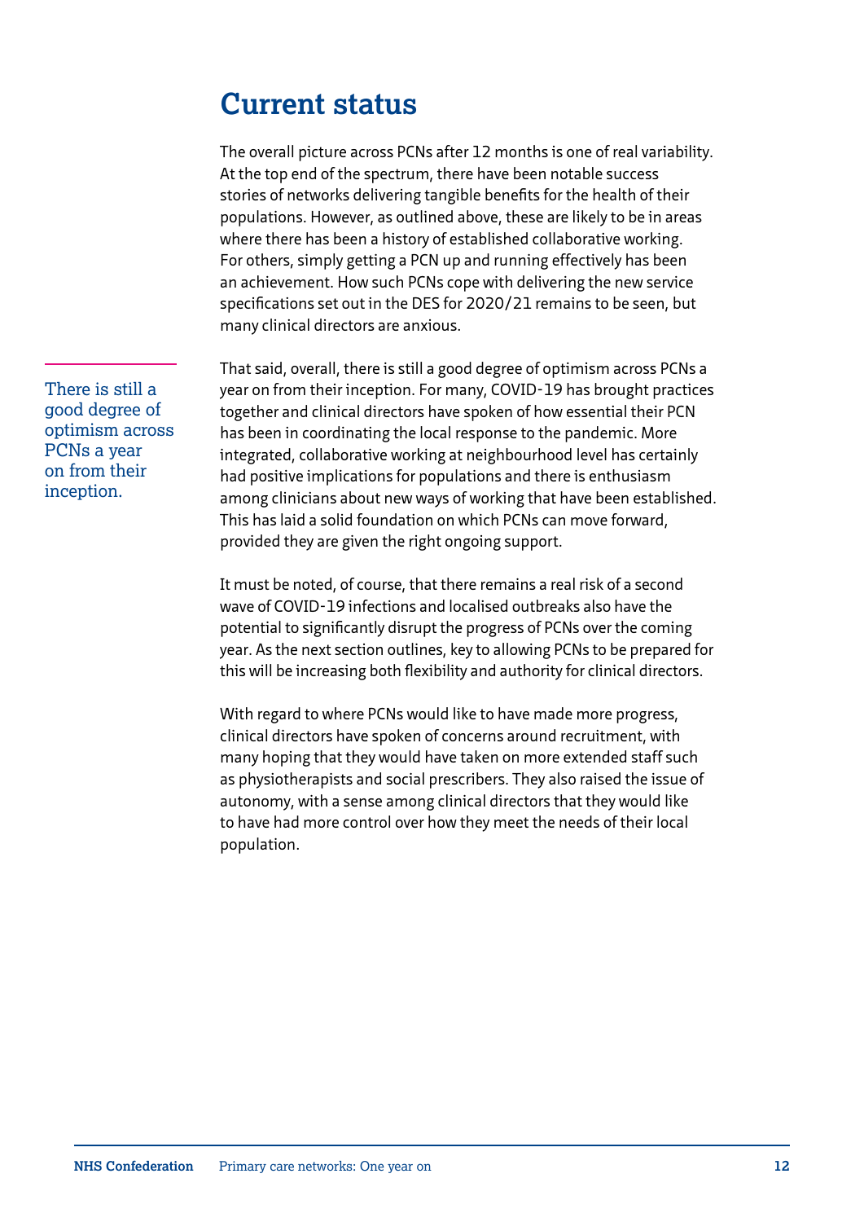# Current status

The overall picture across PCNs after 12 months is one of real variability. At the top end of the spectrum, there have been notable success stories of networks delivering tangible benefits for the health of their populations. However, as outlined above, these are likely to be in areas where there has been a history of established collaborative working. For others, simply getting a PCN up and running effectively has been an achievement. How such PCNs cope with delivering the new service specifications set out in the DES for 2020/21 remains to be seen, but many clinical directors are anxious.

> There is still a good degree of optimism across PCNs a year on from their inception.

That said, overall, there is still a good degree of optimism across PCNs a year on from their inception. For many, COVID-19 has brought practices together and clinical directors have spoken of how essential their PCN has been in coordinating the local response to the pandemic. More integrated, collaborative working at neighbourhood level has certainly had positive implications for populations and there is enthusiasm among clinicians about new ways of working that have been established. This has laid a solid foundation on which PCNs can move forward, provided they are given the right ongoing support.

It must be noted, of course, that there remains a real risk of a second wave of COVID-19 infections and localised outbreaks also have the potential to significantly disrupt the progress of PCNs over the coming year. As the next section outlines, key to allowing PCNs to be prepared for this will be increasing both flexibility and authority for clinical directors.

With regard to where PCNs would like to have made more progress, clinical directors have spoken of concerns around recruitment, with many hoping that they would have taken on more extended staff such as physiotherapists and social prescribers. They also raised the issue of autonomy, with a sense among clinical directors that they would like to have had more control over how they meet the needs of their local population.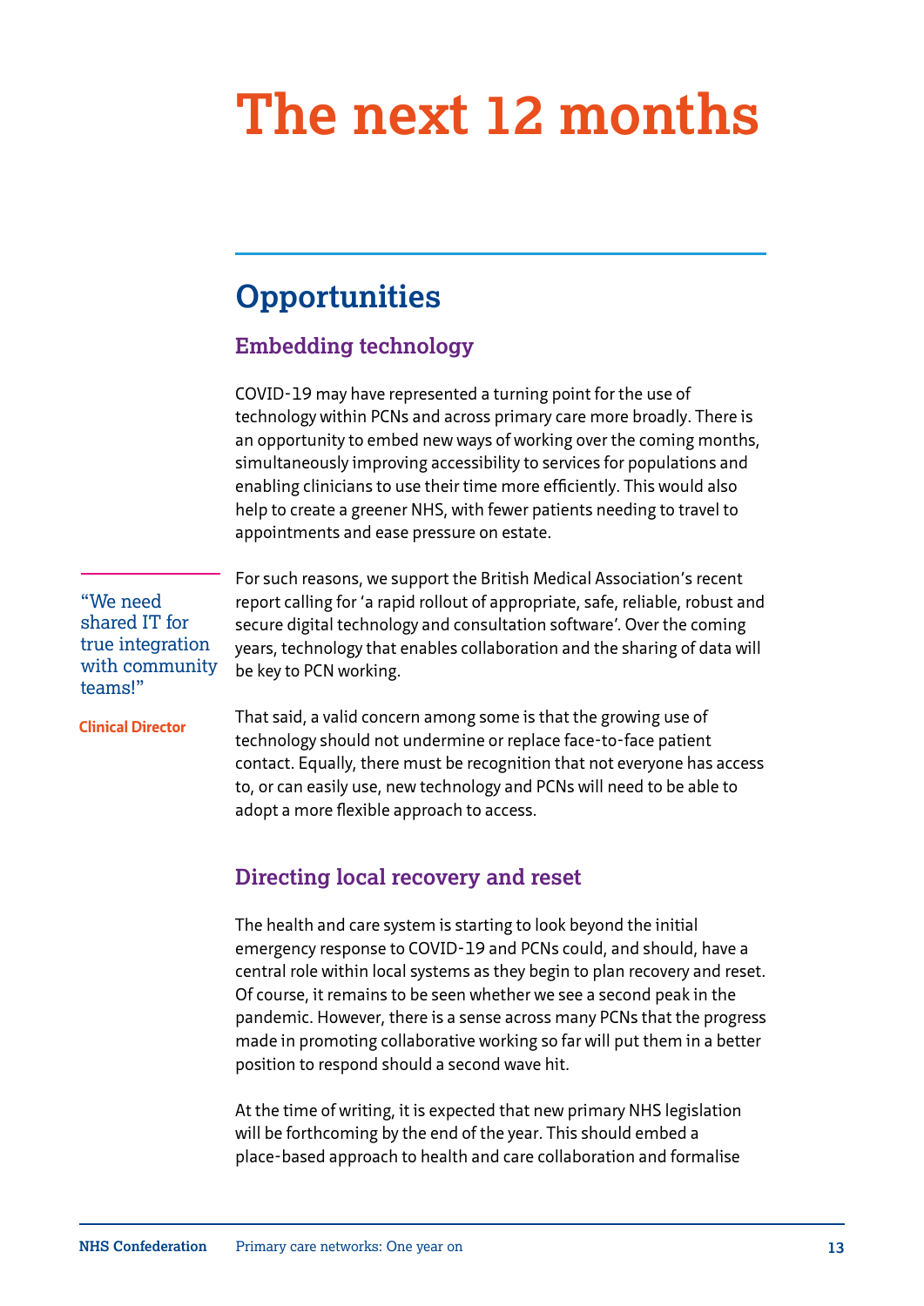# The next 12 months

## Opportunities

### Embedding technology

COVID-19 may have represented a turning point for the use of technology within PCNs and across primary care more broadly. There is an opportunity to embed new ways of working over the coming months, simultaneously improving accessibility to services for populations and enabling clinicians to use their time more efficiently. This would also help to create a greener NHS, with fewer patients needing to travel to appointments and ease pressure on estate.

> “We need shared IT for true integration with community teams!”
>
> **Clinical Director**

For such reasons, we support the British Medical Association’s recent report calling for ‘a rapid rollout of appropriate, safe, reliable, robust and secure digital technology and consultation software’. Over the coming years, technology that enables collaboration and the sharing of data will be key to PCN working.

That said, a valid concern among some is that the growing use of technology should not undermine or replace face-to-face patient contact. Equally, there must be recognition that not everyone has access to, or can easily use, new technology and PCNs will need to be able to adopt a more flexible approach to access.

### Directing local recovery and reset

The health and care system is starting to look beyond the initial emergency response to COVID-19 and PCNs could, and should, have a central role within local systems as they begin to plan recovery and reset. Of course, it remains to be seen whether we see a second peak in the pandemic. However, there is a sense across many PCNs that the progress made in promoting collaborative working so far will put them in a better position to respond should a second wave hit.

At the time of writing, it is expected that new primary NHS legislation will be forthcoming by the end of the year. This should embed a place-based approach to health and care collaboration and formalise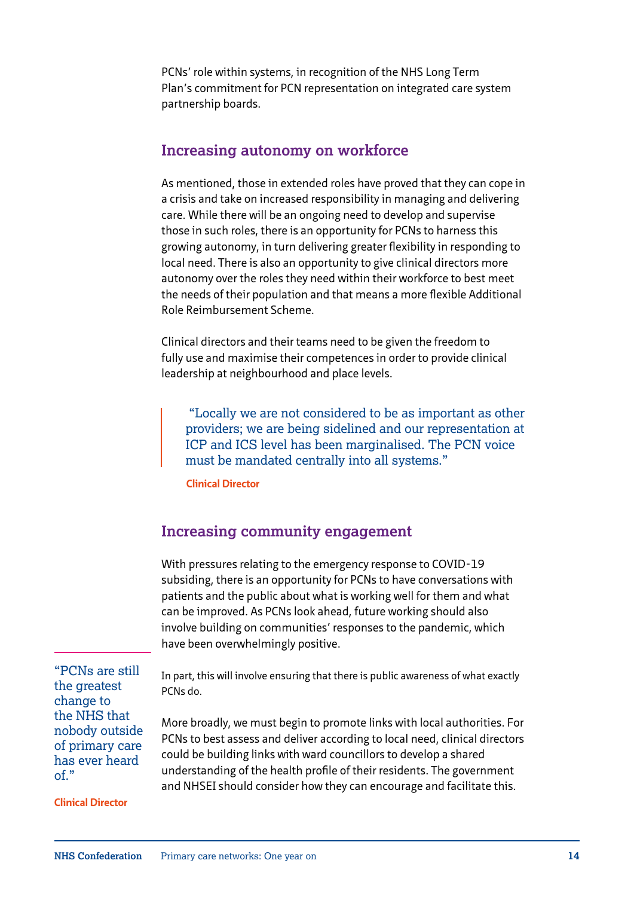PCNs' role within systems, in recognition of the NHS Long Term Plan's commitment for PCN representation on integrated care system partnership boards.

## Increasing autonomy on workforce

As mentioned, those in extended roles have proved that they can cope in a crisis and take on increased responsibility in managing and delivering care. While there will be an ongoing need to develop and supervise those in such roles, there is an opportunity for PCNs to harness this growing autonomy, in turn delivering greater flexibility in responding to local need. There is also an opportunity to give clinical directors more autonomy over the roles they need within their workforce to best meet the needs of their population and that means a more flexible Additional Role Reimbursement Scheme.

Clinical directors and their teams need to be given the freedom to fully use and maximise their competences in order to provide clinical leadership at neighbourhood and place levels.

> "Locally we are not considered to be as important as other providers; we are being sidelined and our representation at ICP and ICS level has been marginalised. The PCN voice must be mandated centrally into all systems."
>
> **Clinical Director**

## Increasing community engagement

With pressures relating to the emergency response to COVID-19 subsiding, there is an opportunity for PCNs to have conversations with patients and the public about what is working well for them and what can be improved. As PCNs look ahead, future working should also involve building on communities' responses to the pandemic, which have been overwhelmingly positive.

In part, this will involve ensuring that there is public awareness of what exactly PCNs do.

> "PCNs are still the greatest change to the NHS that nobody outside of primary care has ever heard of."
>
> **Clinical Director**

More broadly, we must begin to promote links with local authorities. For PCNs to best assess and deliver according to local need, clinical directors could be building links with ward councillors to develop a shared understanding of the health profile of their residents. The government and NHSEI should consider how they can encourage and facilitate this.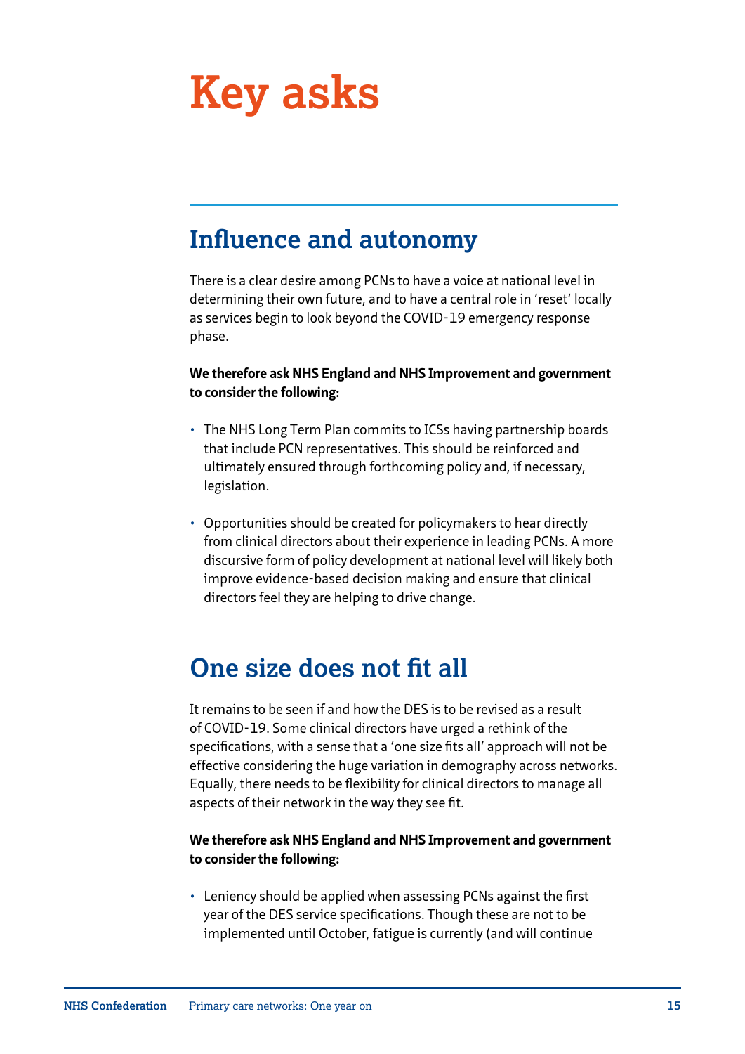# Key asks

## Influence and autonomy

There is a clear desire among PCNs to have a voice at national level in determining their own future, and to have a central role in 'reset' locally as services begin to look beyond the COVID-19 emergency response phase.

**We therefore ask NHS England and NHS Improvement and government to consider the following:**

- The NHS Long Term Plan commits to ICSs having partnership boards that include PCN representatives. This should be reinforced and ultimately ensured through forthcoming policy and, if necessary, legislation.
- Opportunities should be created for policymakers to hear directly from clinical directors about their experience in leading PCNs. A more discursive form of policy development at national level will likely both improve evidence-based decision making and ensure that clinical directors feel they are helping to drive change.

## One size does not fit all

It remains to be seen if and how the DES is to be revised as a result of COVID-19. Some clinical directors have urged a rethink of the specifications, with a sense that a 'one size fits all' approach will not be effective considering the huge variation in demography across networks. Equally, there needs to be flexibility for clinical directors to manage all aspects of their network in the way they see fit.

**We therefore ask NHS England and NHS Improvement and government to consider the following:**

- Leniency should be applied when assessing PCNs against the first year of the DES service specifications. Though these are not to be implemented until October, fatigue is currently (and will continue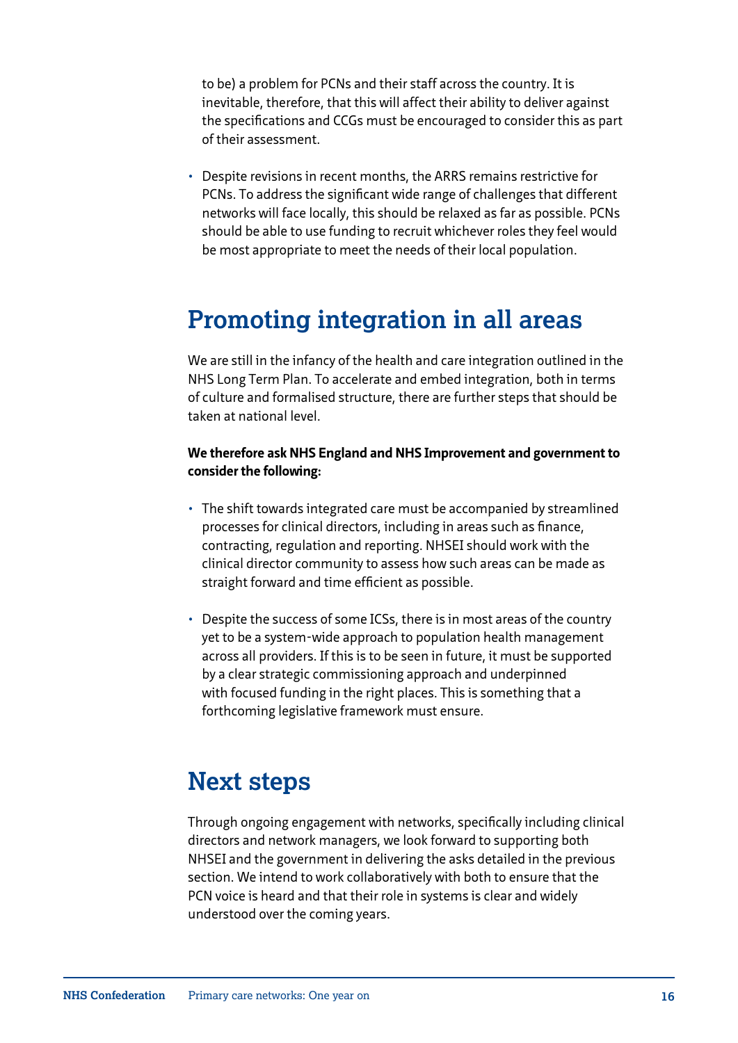to be) a problem for PCNs and their staff across the country. It is inevitable, therefore, that this will affect their ability to deliver against the specifications and CCGs must be encouraged to consider this as part of their assessment.

- Despite revisions in recent months, the ARRS remains restrictive for PCNs. To address the significant wide range of challenges that different networks will face locally, this should be relaxed as far as possible. PCNs should be able to use funding to recruit whichever roles they feel would be most appropriate to meet the needs of their local population.

## Promoting integration in all areas

We are still in the infancy of the health and care integration outlined in the NHS Long Term Plan. To accelerate and embed integration, both in terms of culture and formalised structure, there are further steps that should be taken at national level.

**We therefore ask NHS England and NHS Improvement and government to consider the following:**

- The shift towards integrated care must be accompanied by streamlined processes for clinical directors, including in areas such as finance, contracting, regulation and reporting. NHSEI should work with the clinical director community to assess how such areas can be made as straight forward and time efficient as possible.
- Despite the success of some ICSs, there is in most areas of the country yet to be a system-wide approach to population health management across all providers. If this is to be seen in future, it must be supported by a clear strategic commissioning approach and underpinned with focused funding in the right places. This is something that a forthcoming legislative framework must ensure.

## Next steps

Through ongoing engagement with networks, specifically including clinical directors and network managers, we look forward to supporting both NHSEI and the government in delivering the asks detailed in the previous section. We intend to work collaboratively with both to ensure that the PCN voice is heard and that their role in systems is clear and widely understood over the coming years.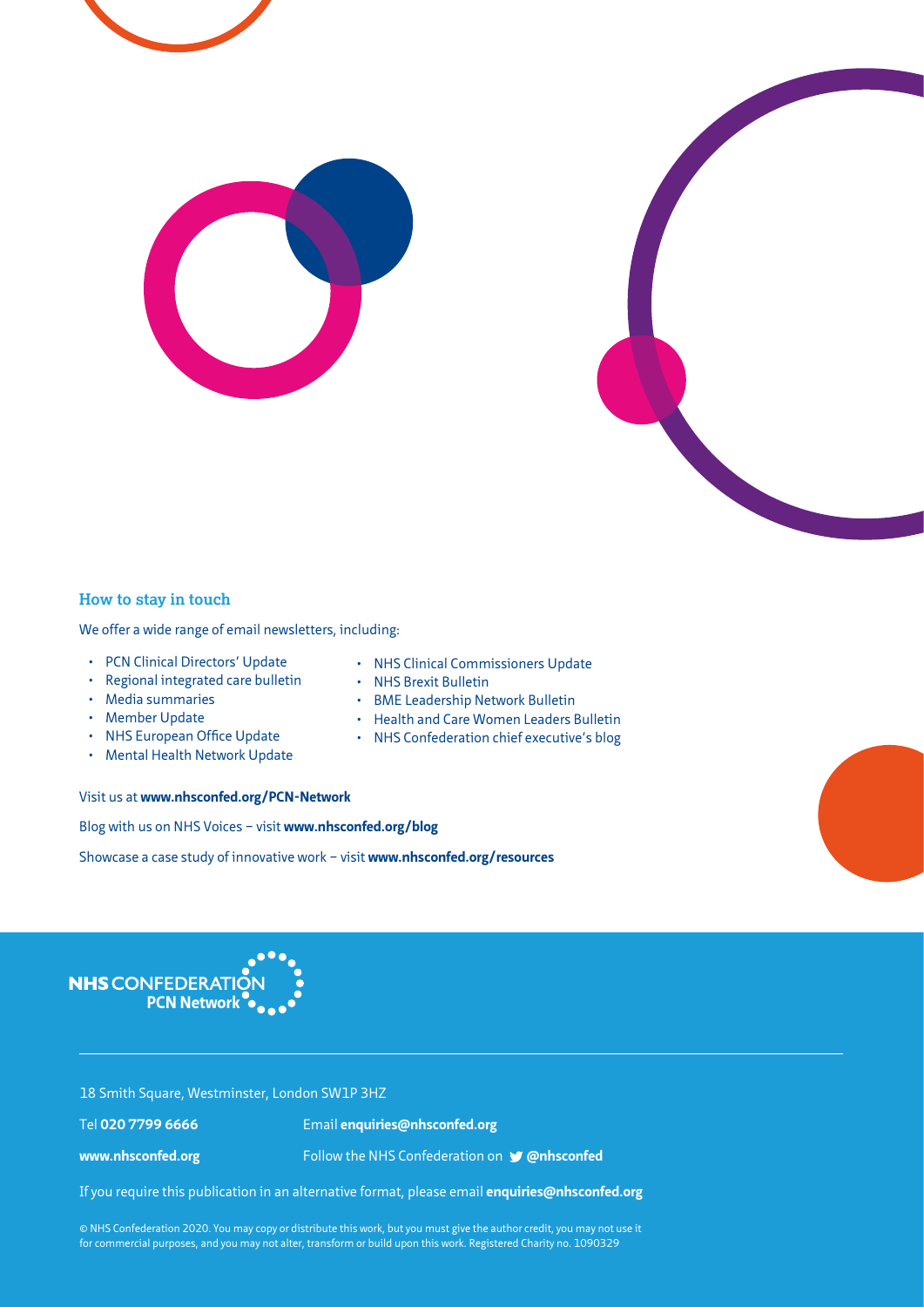## How to stay in touch

We offer a wide range of email newsletters, including:

- PCN Clinical Directors' Update
- Regional integrated care bulletin
- Media summaries
- Member Update
- NHS European Office Update
- Mental Health Network Update
- NHS Clinical Commissioners Update
- NHS Brexit Bulletin
- BME Leadership Network Bulletin
- Health and Care Women Leaders Bulletin
- NHS Confederation chief executive's blog

Visit us at **www.nhsconfed.org/PCN-Network**

Blog with us on NHS Voices – visit **www.nhsconfed.org/blog**

Showcase a case study of innovative work – visit **www.nhsconfed.org/resources**

**NHS CONFEDERATION PCN Network**

18 Smith Square, Westminster, London SW1P 3HZ

Tel **020 7799 6666**

Email **enquiries@nhsconfed.org**

**www.nhsconfed.org**

Follow the NHS Confederation on **@nhsconfed**

If you require this publication in an alternative format, please email **enquiries@nhsconfed.org**

© NHS Confederation 2020. You may copy or distribute this work, but you must give the author credit, you may not use it for commercial purposes, and you may not alter, transform or build upon this work. Registered Charity no. 1090329